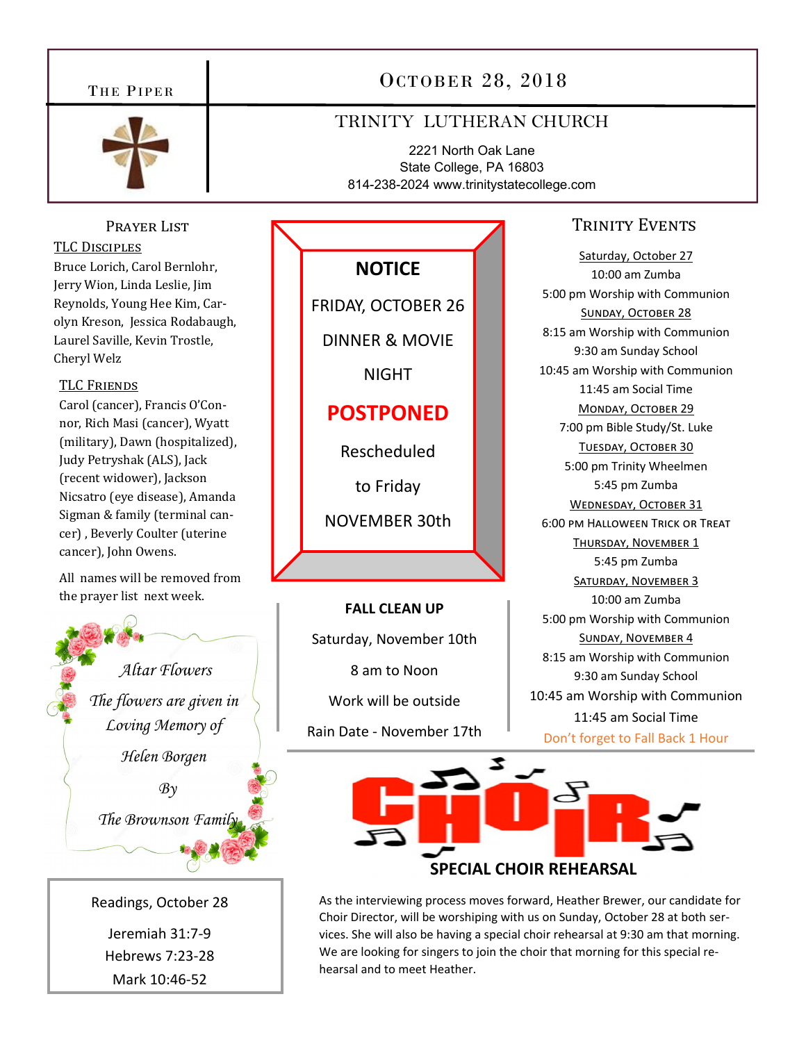# The Piper

## October 28, 2018

## TRINITY LUTHERAN CHURCH

2221 North Oak Lane
State College, PA 16803
814-238-2024 www.trinitystatecollege.com

### Prayer List

**TLC Disciples**

Bruce Lorich, Carol Bernlohr, Jerry Wion, Linda Leslie, Jim Reynolds, Young Hee Kim, Carolyn Kreson, Jessica Rodabaugh, Laurel Saville, Kevin Trostle, Cheryl Welz

**TLC Friends**

Carol (cancer), Francis O'Connor, Rich Masi (cancer), Wyatt (military), Dawn (hospitalized), Judy Petryshak (ALS), Jack (recent widower), Jackson Nicsatro (eye disease), Amanda Sigman & family (terminal cancer) , Beverly Coulter (uterine cancer), John Owens.

All names will be removed from the prayer list next week.

*Altar Flowers*

*The flowers are given in Loving Memory of*

*Helen Borgen*

*By*

*The Brownson Family*

Readings, October 28

Jeremiah 31:7-9
Hebrews 7:23-28
Mark 10:46-52

**NOTICE**

FRIDAY, OCTOBER 26

DINNER & MOVIE NIGHT

**POSTPONED**

Rescheduled to Friday

NOVEMBER 30th

**FALL CLEAN UP**

Saturday, November 10th

8 am to Noon

Work will be outside

Rain Date - November 17th

### Trinity Events

Saturday, October 27
10:00 am Zumba
5:00 pm Worship with Communion

Sunday, October 28
8:15 am Worship with Communion
9:30 am Sunday School
10:45 am Worship with Communion
11:45 am Social Time

Monday, October 29
7:00 pm Bible Study/St. Luke

Tuesday, October 30
5:00 pm Trinity Wheelmen
5:45 pm Zumba

Wednesday, October 31
6:00 pm Halloween Trick or Treat

Thursday, November 1
5:45 pm Zumba

Saturday, November 3
10:00 am Zumba
5:00 pm Worship with Communion

Sunday, November 4
8:15 am Worship with Communion
9:30 am Sunday School
10:45 am Worship with Communion
11:45 am Social Time

Don't forget to Fall Back 1 Hour

CHOIR

**SPECIAL CHOIR REHEARSAL**

As the interviewing process moves forward, Heather Brewer, our candidate for Choir Director, will be worshiping with us on Sunday, October 28 at both services. She will also be having a special choir rehearsal at 9:30 am that morning. We are looking for singers to join the choir that morning for this special rehearsal and to meet Heather.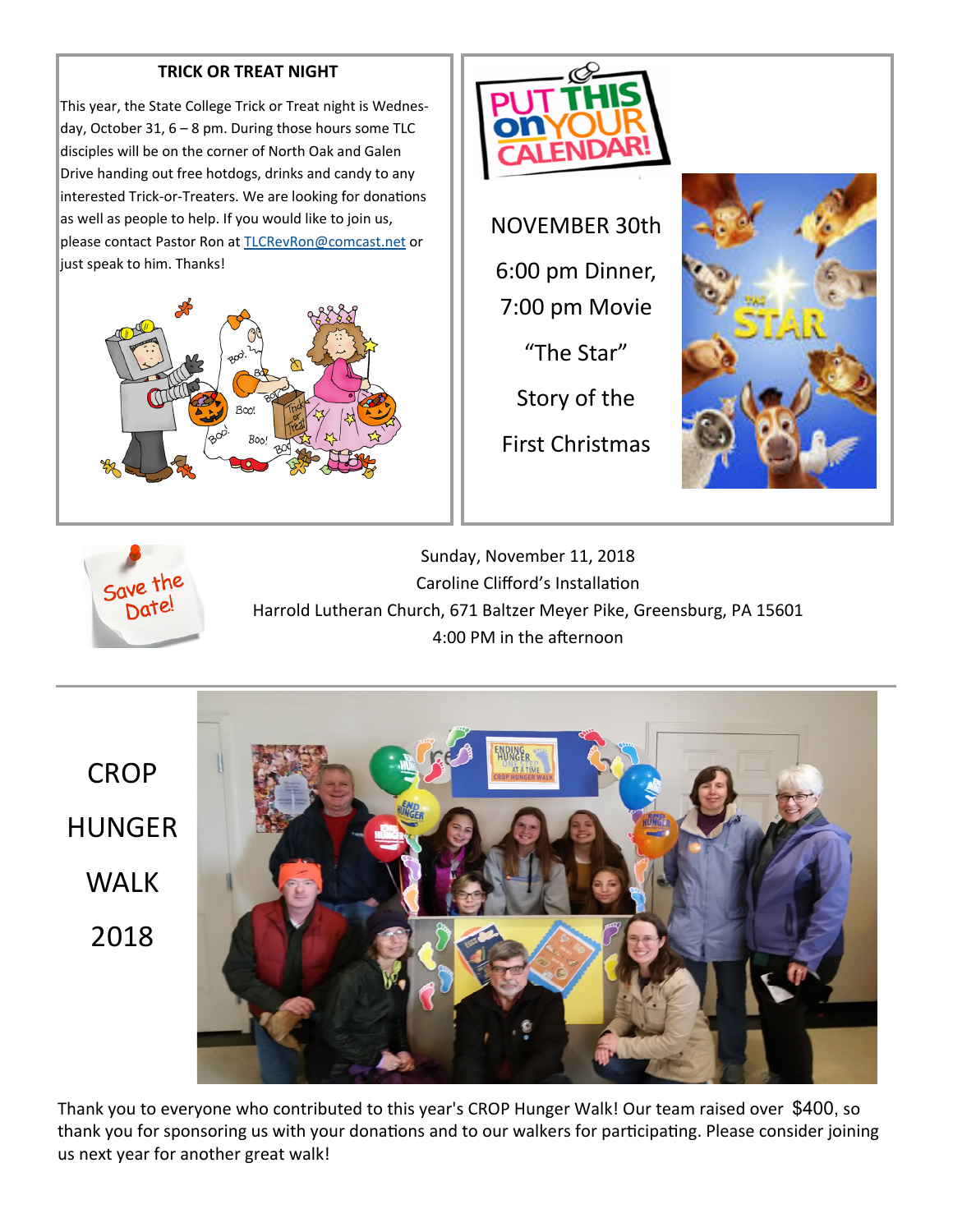## TRICK OR TREAT NIGHT

This year, the State College Trick or Treat night is Wednesday, October 31, 6 – 8 pm. During those hours some TLC disciples will be on the corner of North Oak and Galen Drive handing out free hotdogs, drinks and candy to any interested Trick-or-Treaters. We are looking for donations as well as people to help. If you would like to join us, please contact Pastor Ron at TLCRevRon@comcast.net or just speak to him. Thanks!

PUT THIS on YOUR CALENDAR!

NOVEMBER 30th

6:00 pm Dinner,

7:00 pm Movie

“The Star”

Story of the

First Christmas

Save the Date!

Sunday, November 11, 2018

Caroline Clifford’s Installation

Harrold Lutheran Church, 671 Baltzer Meyer Pike, Greensburg, PA 15601

4:00 PM in the afternoon

## CROP HUNGER WALK 2018

Thank you to everyone who contributed to this year's CROP Hunger Walk! Our team raised over $400, so thank you for sponsoring us with your donations and to our walkers for participating. Please consider joining us next year for another great walk!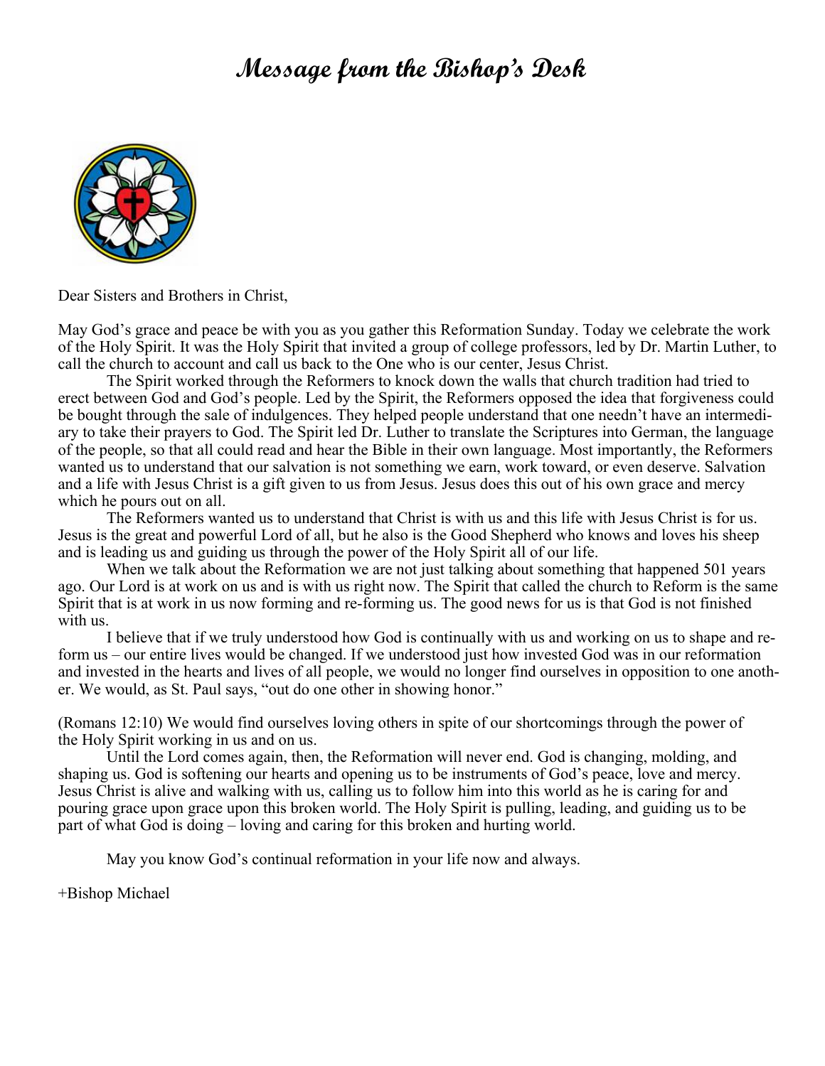# Message from the Bishop's Desk

Dear Sisters and Brothers in Christ,

May God's grace and peace be with you as you gather this Reformation Sunday. Today we celebrate the work of the Holy Spirit. It was the Holy Spirit that invited a group of college professors, led by Dr. Martin Luther, to call the church to account and call us back to the One who is our center, Jesus Christ.

The Spirit worked through the Reformers to knock down the walls that church tradition had tried to erect between God and God's people. Led by the Spirit, the Reformers opposed the idea that forgiveness could be bought through the sale of indulgences. They helped people understand that one needn't have an intermediary to take their prayers to God. The Spirit led Dr. Luther to translate the Scriptures into German, the language of the people, so that all could read and hear the Bible in their own language. Most importantly, the Reformers wanted us to understand that our salvation is not something we earn, work toward, or even deserve. Salvation and a life with Jesus Christ is a gift given to us from Jesus. Jesus does this out of his own grace and mercy which he pours out on all.

The Reformers wanted us to understand that Christ is with us and this life with Jesus Christ is for us. Jesus is the great and powerful Lord of all, but he also is the Good Shepherd who knows and loves his sheep and is leading us and guiding us through the power of the Holy Spirit all of our life.

When we talk about the Reformation we are not just talking about something that happened 501 years ago. Our Lord is at work on us and is with us right now. The Spirit that called the church to Reform is the same Spirit that is at work in us now forming and re-forming us. The good news for us is that God is not finished with us.

I believe that if we truly understood how God is continually with us and working on us to shape and reform us – our entire lives would be changed. If we understood just how invested God was in our reformation and invested in the hearts and lives of all people, we would no longer find ourselves in opposition to one another. We would, as St. Paul says, "out do one other in showing honor."

(Romans 12:10) We would find ourselves loving others in spite of our shortcomings through the power of the Holy Spirit working in us and on us.

Until the Lord comes again, then, the Reformation will never end. God is changing, molding, and shaping us. God is softening our hearts and opening us to be instruments of God's peace, love and mercy. Jesus Christ is alive and walking with us, calling us to follow him into this world as he is caring for and pouring grace upon grace upon this broken world. The Holy Spirit is pulling, leading, and guiding us to be part of what God is doing – loving and caring for this broken and hurting world.

May you know God's continual reformation in your life now and always.

+Bishop Michael